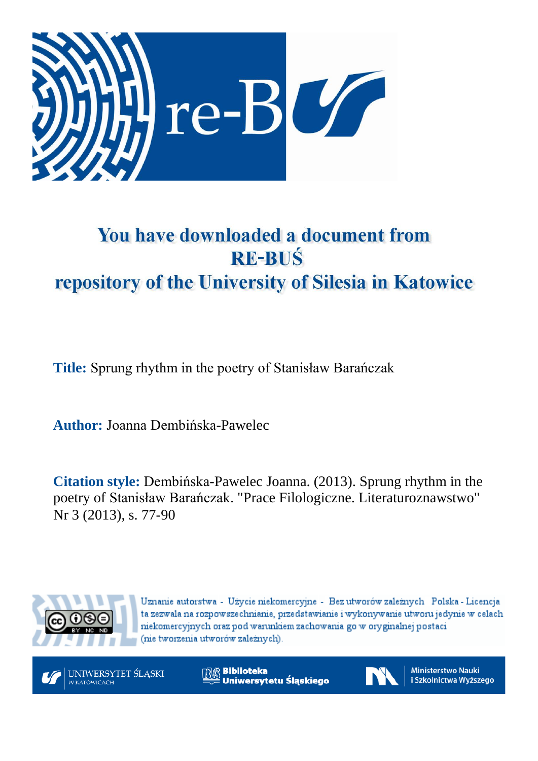# You have downloaded a document from RE-BUŚ repository of the University of Silesia in Katowice

**Title:** Sprung rhythm in the poetry of Stanisław Barańczak

**Author:** Joanna Dembińska-Pawelec

**Citation style:** Dembińska-Pawelec Joanna. (2013). Sprung rhythm in the poetry of Stanisław Barańczak. "Prace Filologiczne. Literaturoznawstwo" Nr 3 (2013), s. 77-90

Uznanie autorstwa - Użycie niekomercyjne - Bez utworów zależnych Polska - Licencja ta zezwala na rozpowszechnianie, przedstawianie i wykonywanie utworu jedynie w celach niekomercyjnych oraz pod warunkiem zachowania go w oryginalnej postaci (nie tworzenia utworów zależnych).

UNIWERSYTET ŚLĄSKI W KATOWICACH

Biblioteka Uniwersytetu Śląskiego

Ministerstwo Nauki i Szkolnictwa Wyższego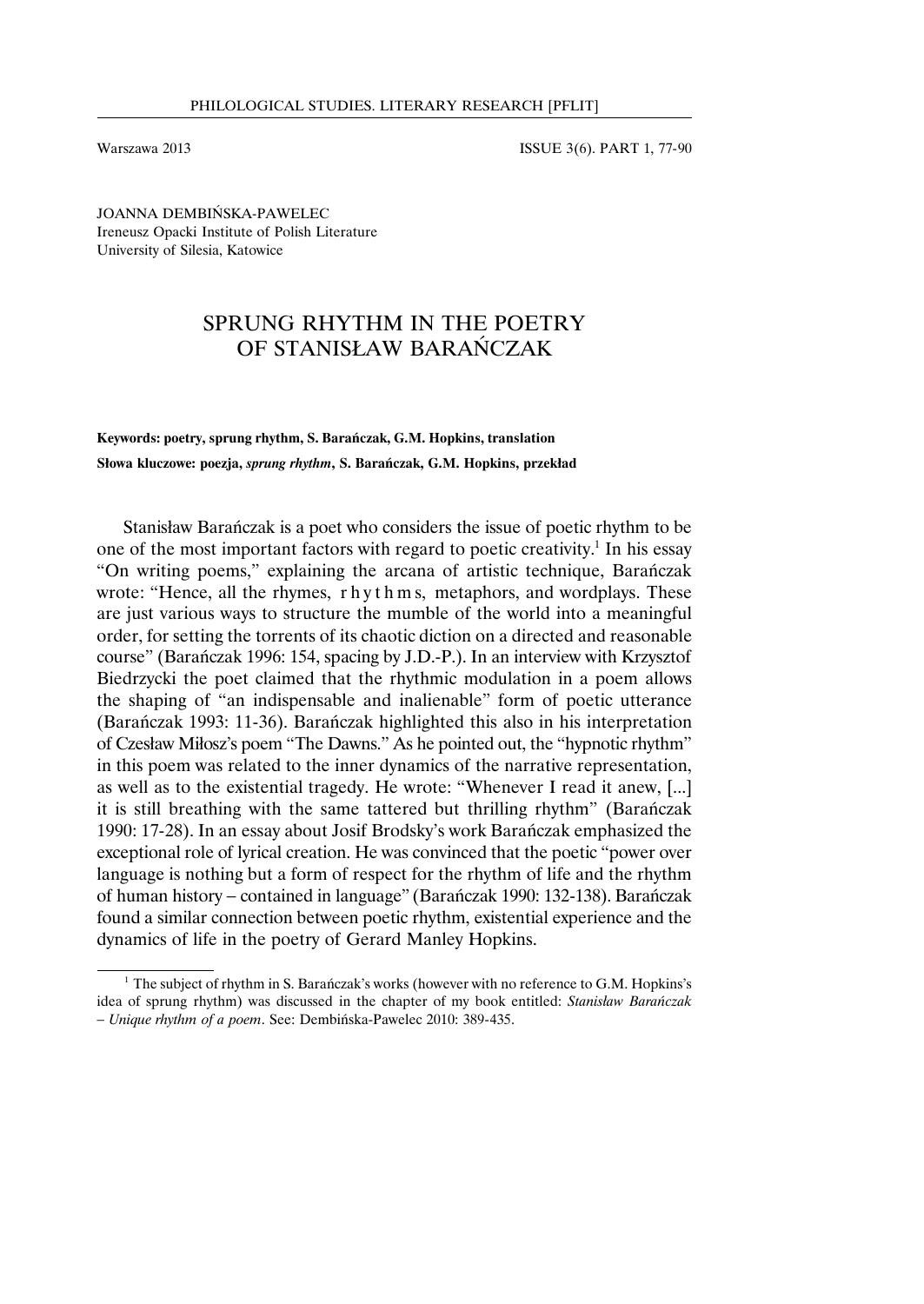JOANNA DEMBIŃSKA-PAWELEC
Ireneusz Opacki Institute of Polish Literature
University of Silesia, Katowice

# SPRUNG RHYTHM IN THE POETRY OF STANISŁAW BARAŃCZAK

**Keywords: poetry, sprung rhythm, S. Barańczak, G.M. Hopkins, translation**

**Słowa kluczowe: poezja, *sprung rhythm*, S. Barańczak, G.M. Hopkins, przekład**

Stanisław Barańczak is a poet who considers the issue of poetic rhythm to be one of the most important factors with regard to poetic creativity.[1] In his essay "On writing poems," explaining the arcana of artistic technique, Barańczak wrote: "Hence, all the rhymes, r h y t h m s, metaphors, and wordplays. These are just various ways to structure the mumble of the world into a meaningful order, for setting the torrents of its chaotic diction on a directed and reasonable course" (Barańczak 1996: 154, spacing by J.D.-P.). In an interview with Krzysztof Biedrzycki the poet claimed that the rhythmic modulation in a poem allows the shaping of "an indispensable and inalienable" form of poetic utterance (Barańczak 1993: 11-36). Barańczak highlighted this also in his interpretation of Czesław Miłosz's poem "The Dawns." As he pointed out, the "hypnotic rhythm" in this poem was related to the inner dynamics of the narrative representation, as well as to the existential tragedy. He wrote: "Whenever I read it anew, [...] it is still breathing with the same tattered but thrilling rhythm" (Barańczak 1990: 17-28). In an essay about Josif Brodsky's work Barańczak emphasized the exceptional role of lyrical creation. He was convinced that the poetic "power over language is nothing but a form of respect for the rhythm of life and the rhythm of human history – contained in language" (Barańczak 1990: 132-138). Barańczak found a similar connection between poetic rhythm, existential experience and the dynamics of life in the poetry of Gerard Manley Hopkins.

[1] The subject of rhythm in S. Barańczak's works (however with no reference to G.M. Hopkins's idea of sprung rhythm) was discussed in the chapter of my book entitled: *Stanisław Barańczak – Unique rhythm of a poem*. See: Dembińska-Pawelec 2010: 389-435.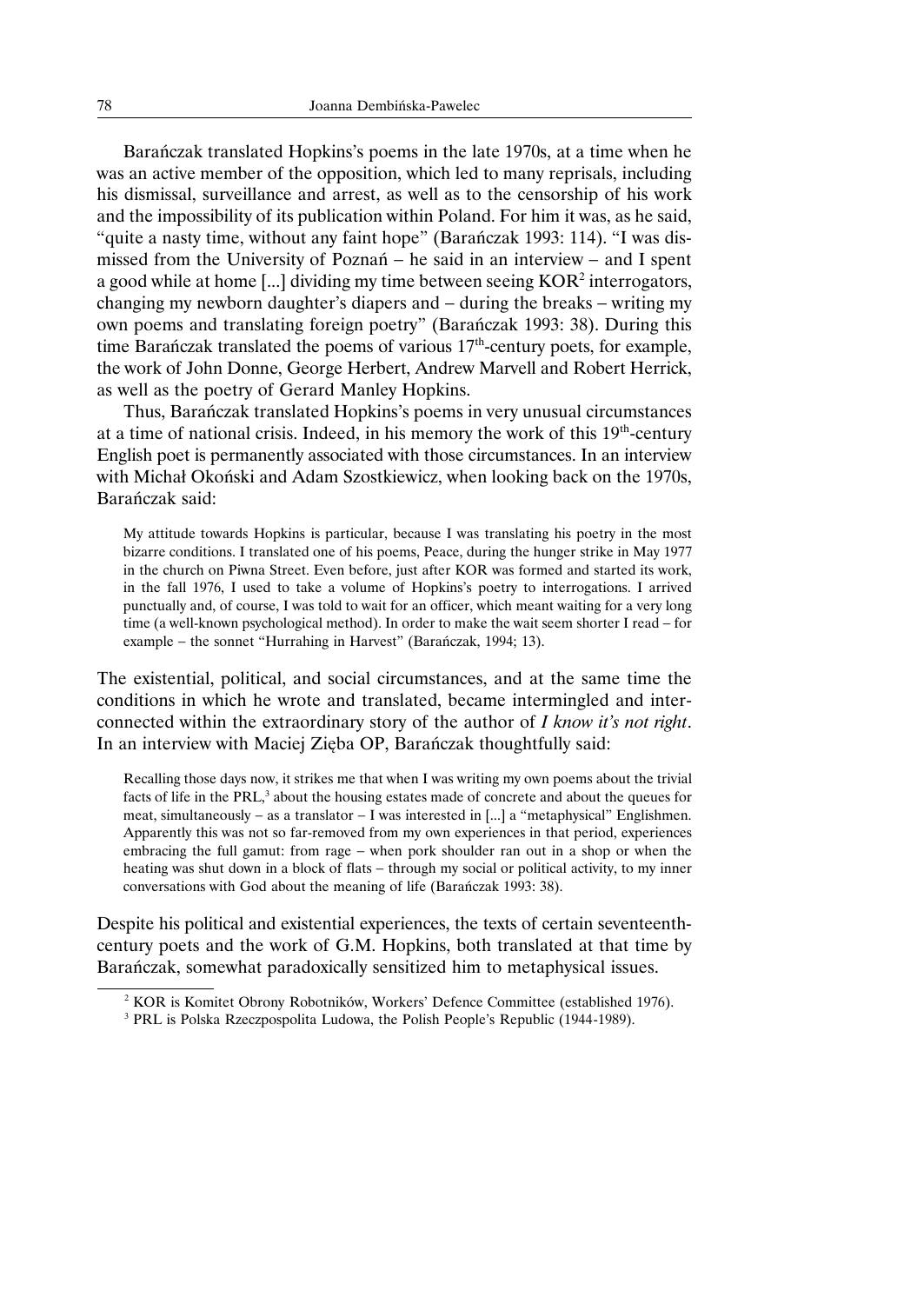Barańczak translated Hopkins's poems in the late 1970s, at a time when he was an active member of the opposition, which led to many reprisals, including his dismissal, surveillance and arrest, as well as to the censorship of his work and the impossibility of its publication within Poland. For him it was, as he said, "quite a nasty time, without any faint hope" (Barańczak 1993: 114). "I was dismissed from the University of Poznań – he said in an interview – and I spent a good while at home [...] dividing my time between seeing KOR[2] interrogators, changing my newborn daughter's diapers and – during the breaks – writing my own poems and translating foreign poetry" (Barańczak 1993: 38). During this time Barańczak translated the poems of various 17th-century poets, for example, the work of John Donne, George Herbert, Andrew Marvell and Robert Herrick, as well as the poetry of Gerard Manley Hopkins.

Thus, Barańczak translated Hopkins's poems in very unusual circumstances at a time of national crisis. Indeed, in his memory the work of this 19th-century English poet is permanently associated with those circumstances. In an interview with Michał Okoński and Adam Szostkiewicz, when looking back on the 1970s, Barańczak said:

> My attitude towards Hopkins is particular, because I was translating his poetry in the most bizarre conditions. I translated one of his poems, Peace, during the hunger strike in May 1977 in the church on Piwna Street. Even before, just after KOR was formed and started its work, in the fall 1976, I used to take a volume of Hopkins's poetry to interrogations. I arrived punctually and, of course, I was told to wait for an officer, which meant waiting for a very long time (a well-known psychological method). In order to make the wait seem shorter I read – for example – the sonnet "Hurrahing in Harvest" (Barańczak, 1994; 13).

The existential, political, and social circumstances, and at the same time the conditions in which he wrote and translated, became intermingled and interconnected within the extraordinary story of the author of *I know it's not right*. In an interview with Maciej Zięba OP, Barańczak thoughtfully said:

> Recalling those days now, it strikes me that when I was writing my own poems about the trivial facts of life in the PRL,[3] about the housing estates made of concrete and about the queues for meat, simultaneously – as a translator – I was interested in [...] a "metaphysical" Englishmen. Apparently this was not so far-removed from my own experiences in that period, experiences embracing the full gamut: from rage – when pork shoulder ran out in a shop or when the heating was shut down in a block of flats – through my social or political activity, to my inner conversations with God about the meaning of life (Barańczak 1993: 38).

Despite his political and existential experiences, the texts of certain seventeenth-century poets and the work of G.M. Hopkins, both translated at that time by Barańczak, somewhat paradoxically sensitized him to metaphysical issues.

[2] KOR is Komitet Obrony Robotników, Workers' Defence Committee (established 1976).

[3] PRL is Polska Rzeczpospolita Ludowa, the Polish People's Republic (1944-1989).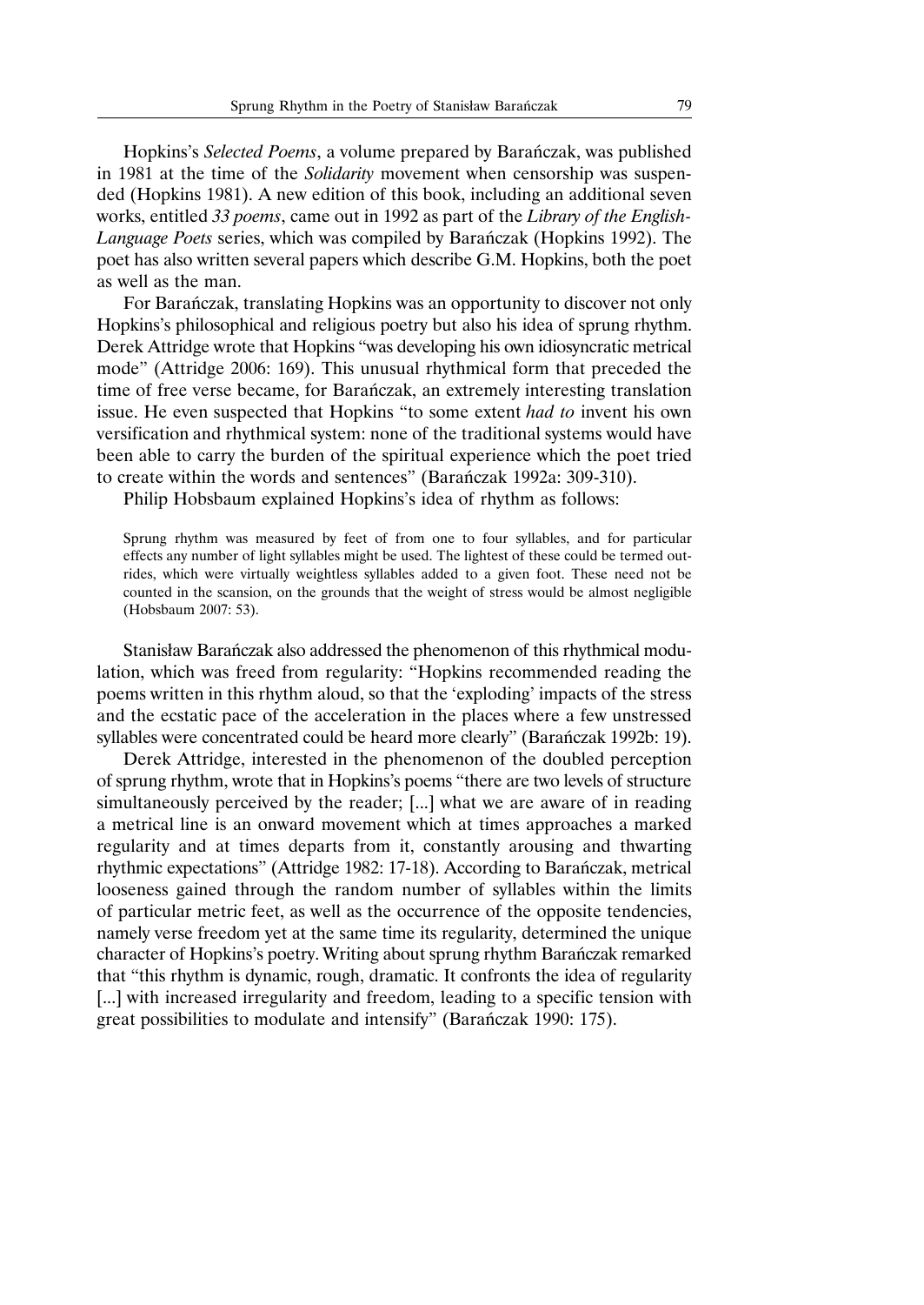Hopkins's *Selected Poems*, a volume prepared by Barańczak, was published in 1981 at the time of the *Solidarity* movement when censorship was suspended (Hopkins 1981). A new edition of this book, including an additional seven works, entitled *33 poems*, came out in 1992 as part of the *Library of the English-Language Poets* series, which was compiled by Barańczak (Hopkins 1992). The poet has also written several papers which describe G.M. Hopkins, both the poet as well as the man.

For Barańczak, translating Hopkins was an opportunity to discover not only Hopkins's philosophical and religious poetry but also his idea of sprung rhythm. Derek Attridge wrote that Hopkins "was developing his own idiosyncratic metrical mode" (Attridge 2006: 169). This unusual rhythmical form that preceded the time of free verse became, for Barańczak, an extremely interesting translation issue. He even suspected that Hopkins "to some extent *had to* invent his own versification and rhythmical system: none of the traditional systems would have been able to carry the burden of the spiritual experience which the poet tried to create within the words and sentences" (Barańczak 1992a: 309-310).

Philip Hobsbaum explained Hopkins's idea of rhythm as follows:

> Sprung rhythm was measured by feet of from one to four syllables, and for particular effects any number of light syllables might be used. The lightest of these could be termed outrides, which were virtually weightless syllables added to a given foot. These need not be counted in the scansion, on the grounds that the weight of stress would be almost negligible (Hobsbaum 2007: 53).

Stanisław Barańczak also addressed the phenomenon of this rhythmical modulation, which was freed from regularity: "Hopkins recommended reading the poems written in this rhythm aloud, so that the 'exploding' impacts of the stress and the ecstatic pace of the acceleration in the places where a few unstressed syllables were concentrated could be heard more clearly" (Barańczak 1992b: 19).

Derek Attridge, interested in the phenomenon of the doubled perception of sprung rhythm, wrote that in Hopkins's poems "there are two levels of structure simultaneously perceived by the reader; [...] what we are aware of in reading a metrical line is an onward movement which at times approaches a marked regularity and at times departs from it, constantly arousing and thwarting rhythmic expectations" (Attridge 1982: 17-18). According to Barańczak, metrical looseness gained through the random number of syllables within the limits of particular metric feet, as well as the occurrence of the opposite tendencies, namely verse freedom yet at the same time its regularity, determined the unique character of Hopkins's poetry. Writing about sprung rhythm Barańczak remarked that "this rhythm is dynamic, rough, dramatic. It confronts the idea of regularity [...] with increased irregularity and freedom, leading to a specific tension with great possibilities to modulate and intensify" (Barańczak 1990: 175).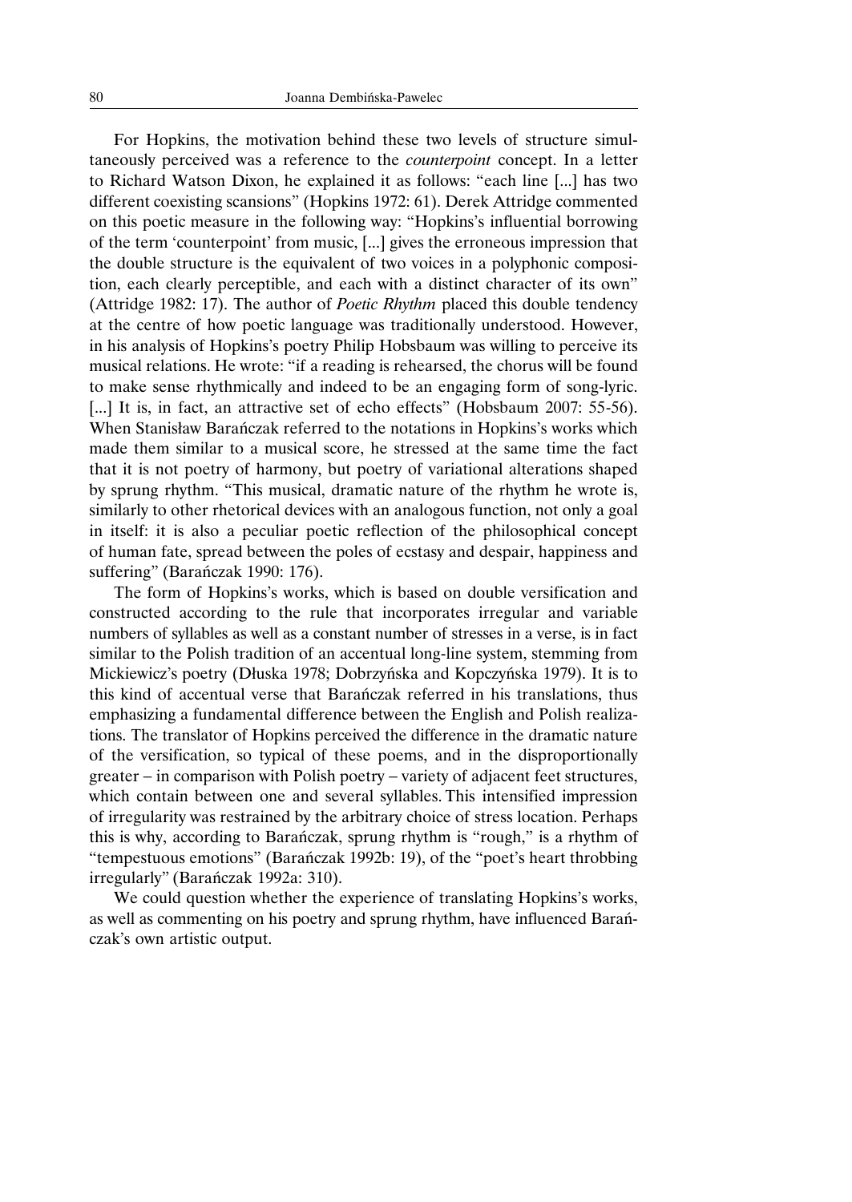For Hopkins, the motivation behind these two levels of structure simultaneously perceived was a reference to the *counterpoint* concept. In a letter to Richard Watson Dixon, he explained it as follows: "each line [...] has two different coexisting scansions" (Hopkins 1972: 61). Derek Attridge commented on this poetic measure in the following way: "Hopkins's influential borrowing of the term 'counterpoint' from music, [...] gives the erroneous impression that the double structure is the equivalent of two voices in a polyphonic composition, each clearly perceptible, and each with a distinct character of its own" (Attridge 1982: 17). The author of *Poetic Rhythm* placed this double tendency at the centre of how poetic language was traditionally understood. However, in his analysis of Hopkins's poetry Philip Hobsbaum was willing to perceive its musical relations. He wrote: "if a reading is rehearsed, the chorus will be found to make sense rhythmically and indeed to be an engaging form of song-lyric. [...] It is, in fact, an attractive set of echo effects" (Hobsbaum 2007: 55-56). When Stanisław Barańczak referred to the notations in Hopkins's works which made them similar to a musical score, he stressed at the same time the fact that it is not poetry of harmony, but poetry of variational alterations shaped by sprung rhythm. "This musical, dramatic nature of the rhythm he wrote is, similarly to other rhetorical devices with an analogous function, not only a goal in itself: it is also a peculiar poetic reflection of the philosophical concept of human fate, spread between the poles of ecstasy and despair, happiness and suffering" (Barańczak 1990: 176).

The form of Hopkins's works, which is based on double versification and constructed according to the rule that incorporates irregular and variable numbers of syllables as well as a constant number of stresses in a verse, is in fact similar to the Polish tradition of an accentual long-line system, stemming from Mickiewicz's poetry (Dłuska 1978; Dobrzyńska and Kopczyńska 1979). It is to this kind of accentual verse that Barańczak referred in his translations, thus emphasizing a fundamental difference between the English and Polish realizations. The translator of Hopkins perceived the difference in the dramatic nature of the versification, so typical of these poems, and in the disproportionally greater – in comparison with Polish poetry – variety of adjacent feet structures, which contain between one and several syllables. This intensified impression of irregularity was restrained by the arbitrary choice of stress location. Perhaps this is why, according to Barańczak, sprung rhythm is "rough," is a rhythm of "tempestuous emotions" (Barańczak 1992b: 19), of the "poet's heart throbbing irregularly" (Barańczak 1992a: 310).

We could question whether the experience of translating Hopkins's works, as well as commenting on his poetry and sprung rhythm, have influenced Barańczak's own artistic output.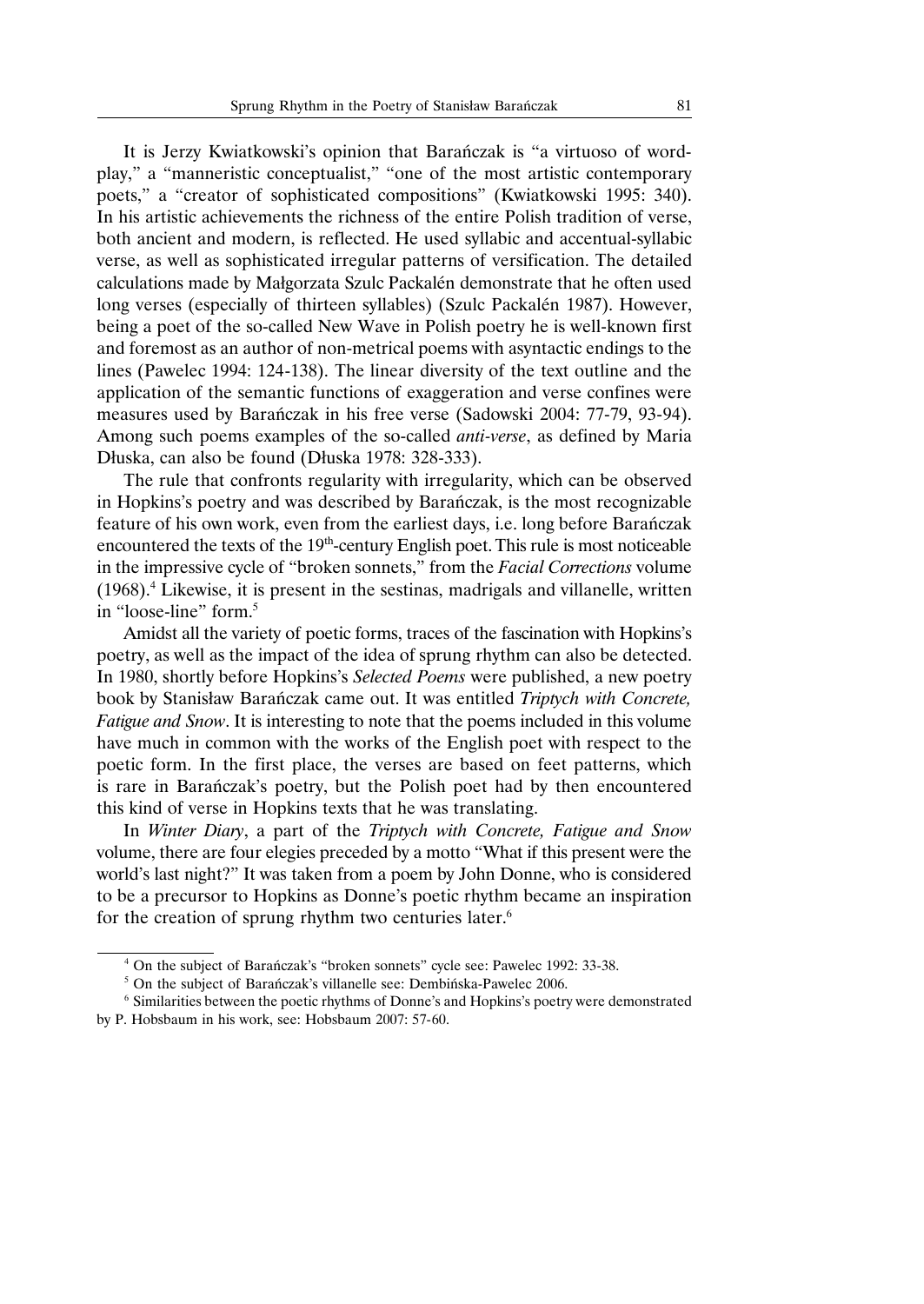It is Jerzy Kwiatkowski's opinion that Barańczak is "a virtuoso of word-play," a "manneristic conceptualist," "one of the most artistic contemporary poets," a "creator of sophisticated compositions" (Kwiatkowski 1995: 340). In his artistic achievements the richness of the entire Polish tradition of verse, both ancient and modern, is reflected. He used syllabic and accentual-syllabic verse, as well as sophisticated irregular patterns of versification. The detailed calculations made by Małgorzata Szulc Packalén demonstrate that he often used long verses (especially of thirteen syllables) (Szulc Packalén 1987). However, being a poet of the so-called New Wave in Polish poetry he is well-known first and foremost as an author of non-metrical poems with asyntactic endings to the lines (Pawelec 1994: 124-138). The linear diversity of the text outline and the application of the semantic functions of exaggeration and verse confines were measures used by Barańczak in his free verse (Sadowski 2004: 77-79, 93-94). Among such poems examples of the so-called *anti-verse*, as defined by Maria Dłuska, can also be found (Dłuska 1978: 328-333).

The rule that confronts regularity with irregularity, which can be observed in Hopkins's poetry and was described by Barańczak, is the most recognizable feature of his own work, even from the earliest days, i.e. long before Barańczak encountered the texts of the 19th-century English poet. This rule is most noticeable in the impressive cycle of "broken sonnets," from the *Facial Corrections* volume (1968).[4] Likewise, it is present in the sestinas, madrigals and villanelle, written in "loose-line" form.[5]

Amidst all the variety of poetic forms, traces of the fascination with Hopkins's poetry, as well as the impact of the idea of sprung rhythm can also be detected. In 1980, shortly before Hopkins's *Selected Poems* were published, a new poetry book by Stanisław Barańczak came out. It was entitled *Triptych with Concrete, Fatigue and Snow*. It is interesting to note that the poems included in this volume have much in common with the works of the English poet with respect to the poetic form. In the first place, the verses are based on feet patterns, which is rare in Barańczak's poetry, but the Polish poet had by then encountered this kind of verse in Hopkins texts that he was translating.

In *Winter Diary*, a part of the *Triptych with Concrete, Fatigue and Snow* volume, there are four elegies preceded by a motto "What if this present were the world's last night?" It was taken from a poem by John Donne, who is considered to be a precursor to Hopkins as Donne's poetic rhythm became an inspiration for the creation of sprung rhythm two centuries later.[6]

---

[4] On the subject of Barańczak's "broken sonnets" cycle see: Pawelec 1992: 33-38.

[5] On the subject of Barańczak's villanelle see: Dembińska-Pawelec 2006.

[6] Similarities between the poetic rhythms of Donne's and Hopkins's poetry were demonstrated by P. Hobsbaum in his work, see: Hobsbaum 2007: 57-60.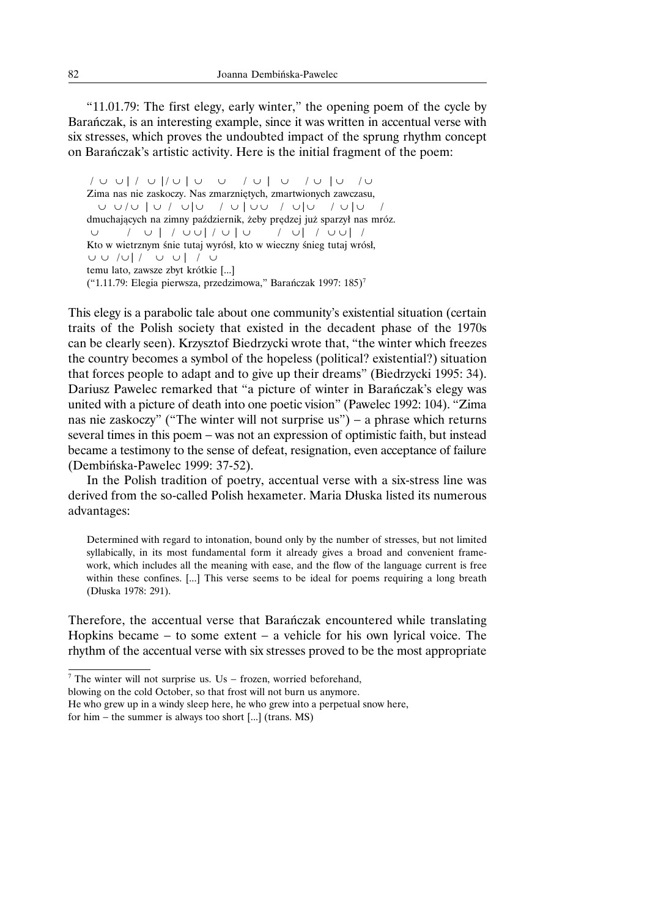"11.01.79: The first elegy, early winter," the opening poem of the cycle by Barańczak, is an interesting example, since it was written in accentual verse with six stresses, which proves the undoubted impact of the sprung rhythm concept on Barańczak's artistic activity. Here is the initial fragment of the poem:

```
 / ∪  ∪ |  /   ∪  |/ ∪  |  ∪     ∪      /  ∪  |    ∪      /  ∪   | ∪     / ∪
Zima nas nie zaskoczy. Nas zmarzniętych, zmartwionych zawczasu,
   ∪  ∪ / ∪  |  ∪  /   ∪ | ∪     /  ∪  |  ∪ ∪    /   ∪ | ∪     /  ∪ | ∪     /
dmuchających na zimny październik, żeby prędzej już sparzył nas mróz.
 ∪         /    ∪  |   /  ∪ ∪ |  /  ∪  |  ∪         /   ∪ |   /  ∪ ∪ |   /
Kto w wietrznym śnie tutaj wyrósł, kto w wieczny śnieg tutaj wrósł,
∪  ∪   / ∪ |  /     ∪   ∪ |    /   ∪
temu lato, zawsze zbyt krótkie [...]
```

("1.11.79: Elegia pierwsza, przedzimowa," Barańczak 1997: 185)[7]

This elegy is a parabolic tale about one community's existential situation (certain traits of the Polish society that existed in the decadent phase of the 1970s can be clearly seen). Krzysztof Biedrzycki wrote that, "the winter which freezes the country becomes a symbol of the hopeless (political? existential?) situation that forces people to adapt and to give up their dreams" (Biedrzycki 1995: 34). Dariusz Pawelec remarked that "a picture of winter in Barańczak's elegy was united with a picture of death into one poetic vision" (Pawelec 1992: 104). "Zima nas nie zaskoczy" ("The winter will not surprise us") – a phrase which returns several times in this poem – was not an expression of optimistic faith, but instead became a testimony to the sense of defeat, resignation, even acceptance of failure (Dembińska-Pawelec 1999: 37-52).

In the Polish tradition of poetry, accentual verse with a six-stress line was derived from the so-called Polish hexameter. Maria Dłuska listed its numerous advantages:

> Determined with regard to intonation, bound only by the number of stresses, but not limited syllabically, in its most fundamental form it already gives a broad and convenient framework, which includes all the meaning with ease, and the flow of the language current is free within these confines. [...] This verse seems to be ideal for poems requiring a long breath (Dłuska 1978: 291).

Therefore, the accentual verse that Barańczak encountered while translating Hopkins became – to some extent – a vehicle for his own lyrical voice. The rhythm of the accentual verse with six stresses proved to be the most appropriate

---

[7] The winter will not surprise us. Us – frozen, worried beforehand,
blowing on the cold October, so that frost will not burn us anymore.
He who grew up in a windy sleep here, he who grew into a perpetual snow here,
for him – the summer is always too short [...] (trans. MS)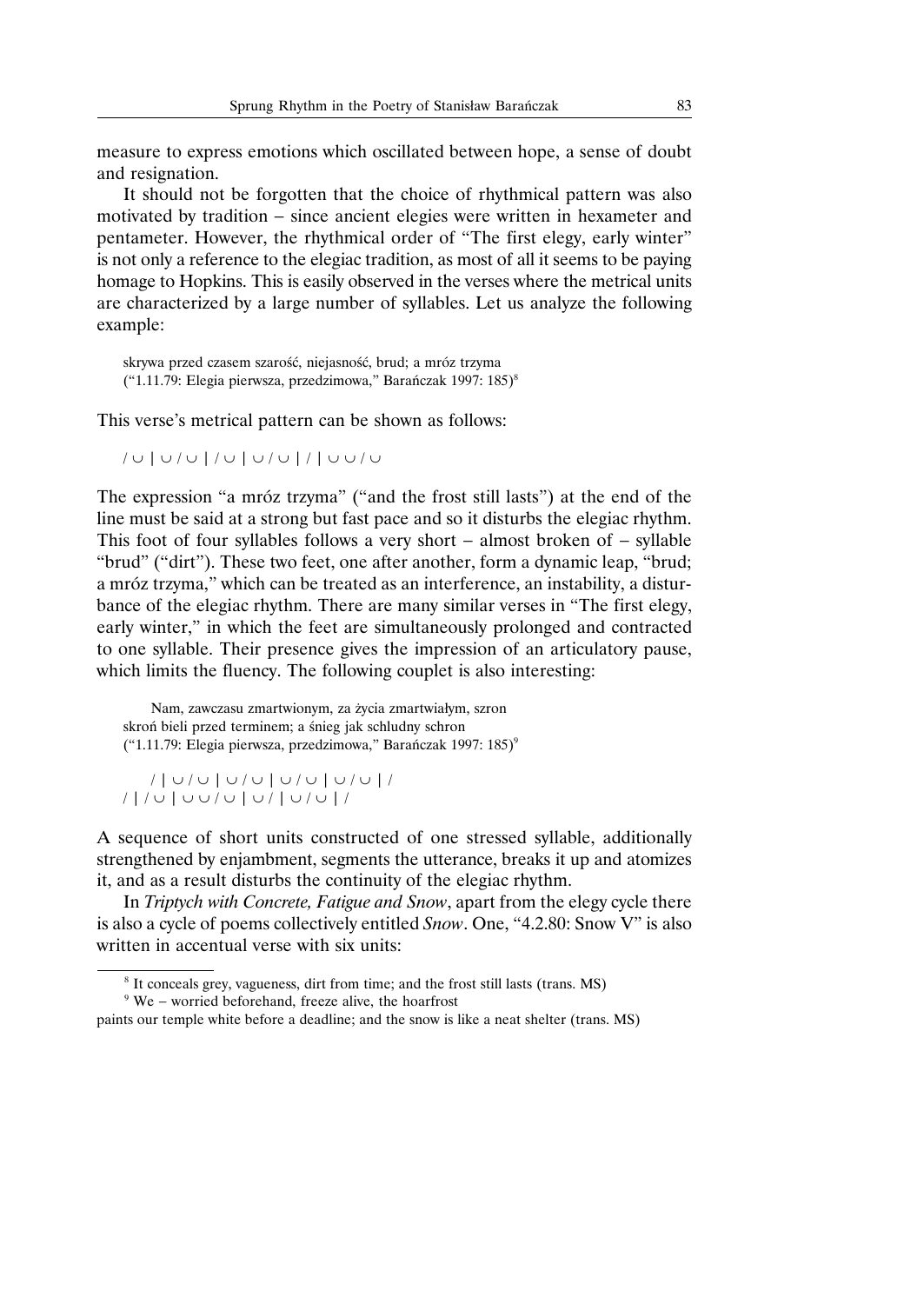measure to express emotions which oscillated between hope, a sense of doubt and resignation.

It should not be forgotten that the choice of rhythmical pattern was also motivated by tradition – since ancient elegies were written in hexameter and pentameter. However, the rhythmical order of "The first elegy, early winter" is not only a reference to the elegiac tradition, as most of all it seems to be paying homage to Hopkins. This is easily observed in the verses where the metrical units are characterized by a large number of syllables. Let us analyze the following example:

> skrywa przed czasem szarość, niejasność, brud; a mróz trzyma
> ("1.11.79: Elegia pierwsza, przedzimowa," Barańczak 1997: 185)[8]

This verse's metrical pattern can be shown as follows:

> / ∪ | ∪ / ∪ | / ∪ | ∪ / ∪ | / | ∪ ∪ / ∪

The expression "a mróz trzyma" ("and the frost still lasts") at the end of the line must be said at a strong but fast pace and so it disturbs the elegiac rhythm. This foot of four syllables follows a very short – almost broken of – syllable "brud" ("dirt"). These two feet, one after another, form a dynamic leap, "brud; a mróz trzyma," which can be treated as an interference, an instability, a disturbance of the elegiac rhythm. There are many similar verses in "The first elegy, early winter," in which the feet are simultaneously prolonged and contracted to one syllable. Their presence gives the impression of an articulatory pause, which limits the fluency. The following couplet is also interesting:

> Nam, zawczasu zmartwionym, za życia zmartwiałym, szron
> skroń bieli przed terminem; a śnieg jak schludny schron
> ("1.11.79: Elegia pierwsza, przedzimowa," Barańczak 1997: 185)[9]
>
> / | ∪ / ∪ | ∪ / ∪ | ∪ / ∪ | ∪ / ∪ | /
> / | / ∪ | ∪ ∪ / ∪ | ∪ / | ∪ / ∪ | /

A sequence of short units constructed of one stressed syllable, additionally strengthened by enjambment, segments the utterance, breaks it up and atomizes it, and as a result disturbs the continuity of the elegiac rhythm.

In *Triptych with Concrete, Fatigue and Snow*, apart from the elegy cycle there is also a cycle of poems collectively entitled *Snow*. One, "4.2.80: Snow V" is also written in accentual verse with six units:

---

[8] It conceals grey, vagueness, dirt from time; and the frost still lasts (trans. MS)

[9] We – worried beforehand, freeze alive, the hoarfrost
paints our temple white before a deadline; and the snow is like a neat shelter (trans. MS)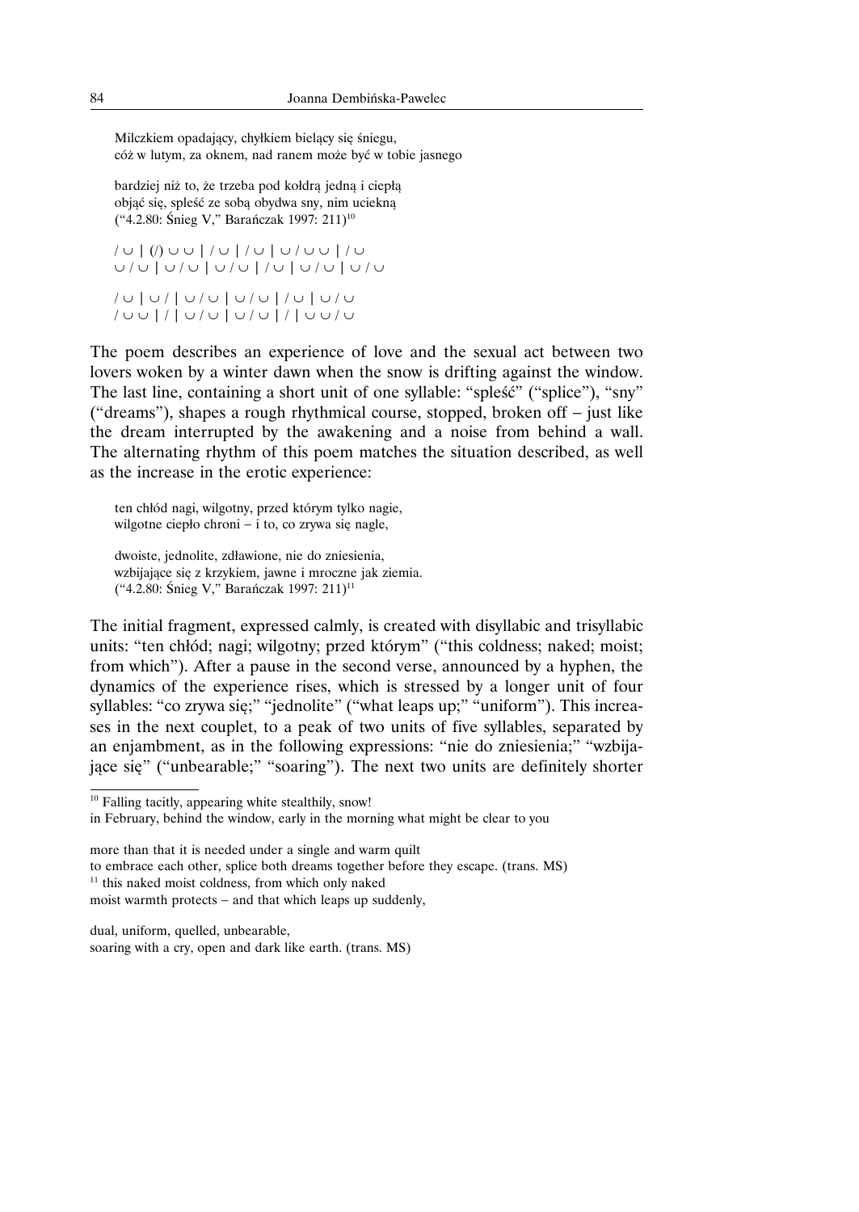Milczkiem opadający, chyłkiem bielący się śniegu,
cóż w lutym, za oknem, nad ranem może być w tobie jasnego

bardziej niż to, że trzeba pod kołdrą jedną i ciepłą
objąć się, spleść ze sobą obydwa sny, nim uciekną
("4.2.80: Śnieg V," Barańczak 1997: 211)[10]

/ ∪ | (/) ∪ ∪ | / ∪ | / ∪ | ∪ / ∪ ∪ | / ∪
∪ / ∪ | ∪ / ∪ | ∪ / ∪ | / ∪ | ∪ / ∪ | ∪ / ∪

/ ∪ | ∪ / | ∪ / ∪ | ∪ / ∪ | / ∪ | ∪ / ∪
/ ∪ ∪ | / | ∪ / ∪ | ∪ / ∪ | / | ∪ ∪ / ∪

The poem describes an experience of love and the sexual act between two lovers woken by a winter dawn when the snow is drifting against the window. The last line, containing a short unit of one syllable: "spleść" ("splice"), "sny" ("dreams"), shapes a rough rhythmical course, stopped, broken off – just like the dream interrupted by the awakening and a noise from behind a wall. The alternating rhythm of this poem matches the situation described, as well as the increase in the erotic experience:

ten chłód nagi, wilgotny, przed którym tylko nagie,
wilgotne ciepło chroni – i to, co zrywa się nagle,

dwoiste, jednolite, zdławione, nie do zniesienia,
wzbijające się z krzykiem, jawne i mroczne jak ziemia.
("4.2.80: Śnieg V," Barańczak 1997: 211)[11]

The initial fragment, expressed calmly, is created with disyllabic and trisyllabic units: "ten chłód; nagi; wilgotny; przed którym" ("this coldness; naked; moist; from which"). After a pause in the second verse, announced by a hyphen, the dynamics of the experience rises, which is stressed by a longer unit of four syllables: "co zrywa się;" "jednolite" ("what leaps up;" "uniform"). This increases in the next couplet, to a peak of two units of five syllables, separated by an enjambment, as in the following expressions: "nie do zniesienia;" "wzbijające się" ("unbearable;" "soaring"). The next two units are definitely shorter

---

[10] Falling tacitly, appearing white stealthily, snow!
in February, behind the window, early in the morning what might be clear to you

more than that it is needed under a single and warm quilt
to embrace each other, splice both dreams together before they escape. (trans. MS)

[11] this naked moist coldness, from which only naked
moist warmth protects – and that which leaps up suddenly,

dual, uniform, quelled, unbearable,
soaring with a cry, open and dark like earth. (trans. MS)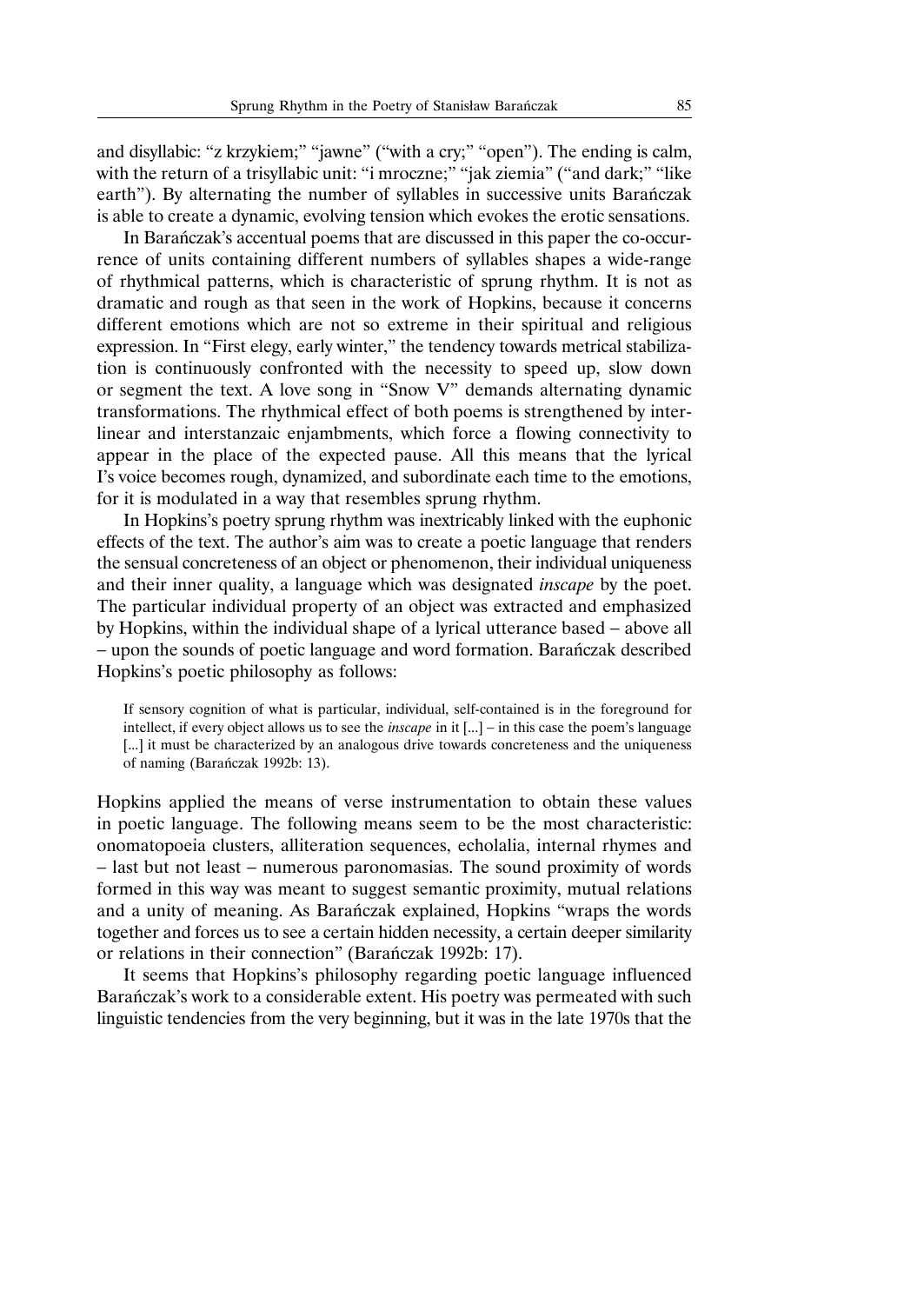and disyllabic: "z krzykiem;" "jawne" ("with a cry;" "open"). The ending is calm, with the return of a trisyllabic unit: "i mroczne;" "jak ziemia" ("and dark;" "like earth"). By alternating the number of syllables in successive units Barańczak is able to create a dynamic, evolving tension which evokes the erotic sensations.

In Barańczak's accentual poems that are discussed in this paper the co-occurrence of units containing different numbers of syllables shapes a wide-range of rhythmical patterns, which is characteristic of sprung rhythm. It is not as dramatic and rough as that seen in the work of Hopkins, because it concerns different emotions which are not so extreme in their spiritual and religious expression. In "First elegy, early winter," the tendency towards metrical stabilization is continuously confronted with the necessity to speed up, slow down or segment the text. A love song in "Snow V" demands alternating dynamic transformations. The rhythmical effect of both poems is strengthened by interlinear and interstanzaic enjambments, which force a flowing connectivity to appear in the place of the expected pause. All this means that the lyrical I's voice becomes rough, dynamized, and subordinate each time to the emotions, for it is modulated in a way that resembles sprung rhythm.

In Hopkins's poetry sprung rhythm was inextricably linked with the euphonic effects of the text. The author's aim was to create a poetic language that renders the sensual concreteness of an object or phenomenon, their individual uniqueness and their inner quality, a language which was designated *inscape* by the poet. The particular individual property of an object was extracted and emphasized by Hopkins, within the individual shape of a lyrical utterance based – above all – upon the sounds of poetic language and word formation. Barańczak described Hopkins's poetic philosophy as follows:

> If sensory cognition of what is particular, individual, self-contained is in the foreground for intellect, if every object allows us to see the *inscape* in it [...] – in this case the poem's language [...] it must be characterized by an analogous drive towards concreteness and the uniqueness of naming (Barańczak 1992b: 13).

Hopkins applied the means of verse instrumentation to obtain these values in poetic language. The following means seem to be the most characteristic: onomatopoeia clusters, alliteration sequences, echolalia, internal rhymes and – last but not least – numerous paronomasias. The sound proximity of words formed in this way was meant to suggest semantic proximity, mutual relations and a unity of meaning. As Barańczak explained, Hopkins "wraps the words together and forces us to see a certain hidden necessity, a certain deeper similarity or relations in their connection" (Barańczak 1992b: 17).

It seems that Hopkins's philosophy regarding poetic language influenced Barańczak's work to a considerable extent. His poetry was permeated with such linguistic tendencies from the very beginning, but it was in the late 1970s that the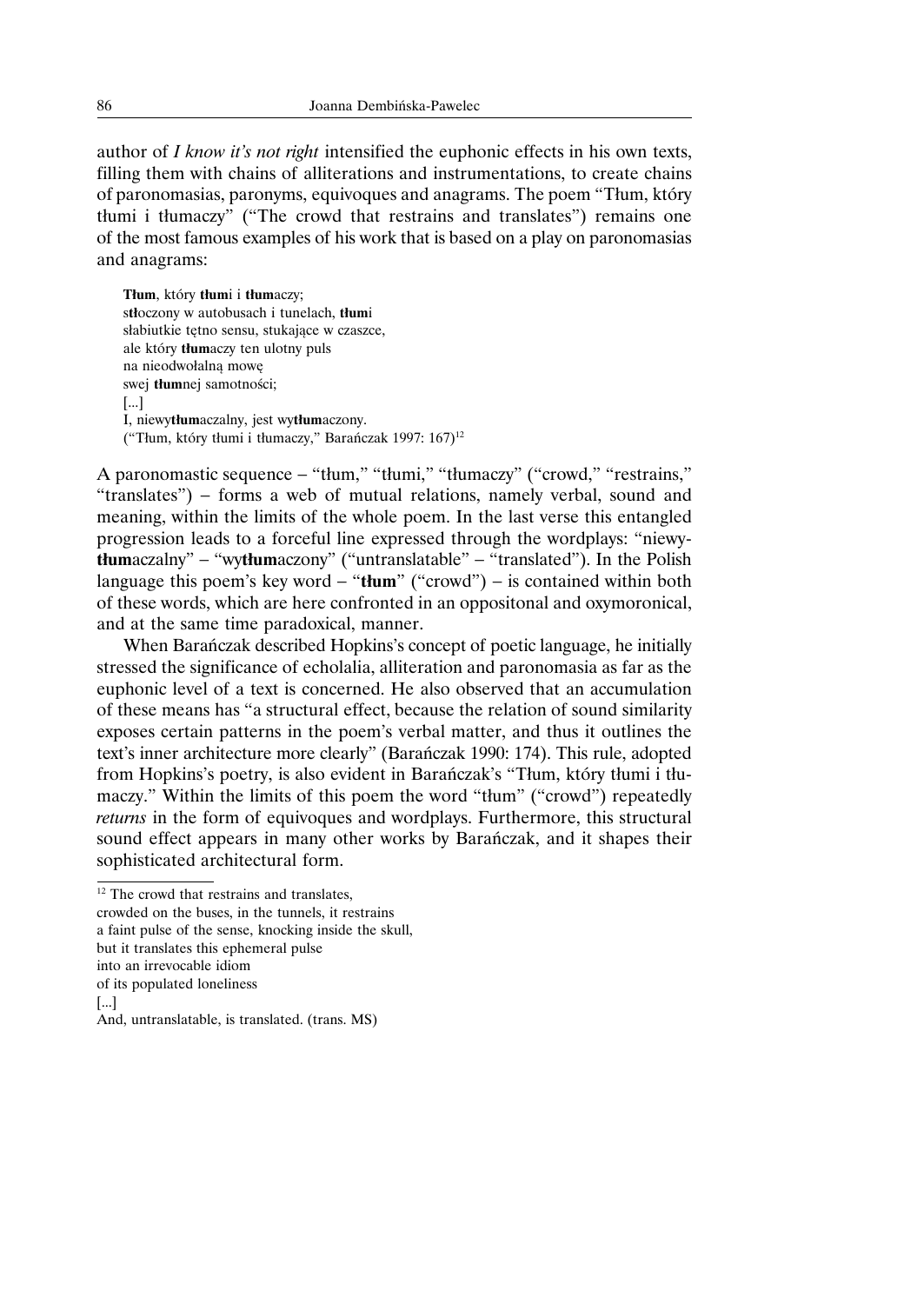author of *I know it's not right* intensified the euphonic effects in his own texts, filling them with chains of alliterations and instrumentations, to create chains of paronomasias, paronyms, equivoques and anagrams. The poem "Tłum, który tłumi i tłumaczy" ("The crowd that restrains and translates") remains one of the most famous examples of his work that is based on a play on paronomasias and anagrams:

> **Tłum**, który **tłum**i i **tłum**aczy;
> s**tł**oczony w autobusach i tunelach, **tłum**i
> słabiutkie tętno sensu, stukające w czaszce,
> ale który **tłum**aczy ten ulotny puls
> na nieodwołalną mowę
> swej **tłum**nej samotności;
> [...]
> I, niewy**tłum**aczalny, jest wy**tłum**aczony.
> ("Tłum, który tłumi i tłumaczy," Barańczak 1997: 167)[12]

A paronomastic sequence – "tłum," "tłumi," "tłumaczy" ("crowd," "restrains," "translates") – forms a web of mutual relations, namely verbal, sound and meaning, within the limits of the whole poem. In the last verse this entangled progression leads to a forceful line expressed through the wordplays: "niewy**tłum**aczalny" – "wy**tłum**aczony" ("untranslatable" – "translated"). In the Polish language this poem's key word – "**tłum**" ("crowd") – is contained within both of these words, which are here confronted in an oppositonal and oxymoronical, and at the same time paradoxical, manner.

When Barańczak described Hopkins's concept of poetic language, he initially stressed the significance of echolalia, alliteration and paronomasia as far as the euphonic level of a text is concerned. He also observed that an accumulation of these means has "a structural effect, because the relation of sound similarity exposes certain patterns in the poem's verbal matter, and thus it outlines the text's inner architecture more clearly" (Barańczak 1990: 174). This rule, adopted from Hopkins's poetry, is also evident in Barańczak's "Tłum, który tłumi i tłumaczy." Within the limits of this poem the word "tłum" ("crowd") repeatedly *returns* in the form of equivoques and wordplays. Furthermore, this structural sound effect appears in many other works by Barańczak, and it shapes their sophisticated architectural form.

---

[12] The crowd that restrains and translates,
crowded on the buses, in the tunnels, it restrains
a faint pulse of the sense, knocking inside the skull,
but it translates this ephemeral pulse
into an irrevocable idiom
of its populated loneliness
[...]
And, untranslatable, is translated. (trans. MS)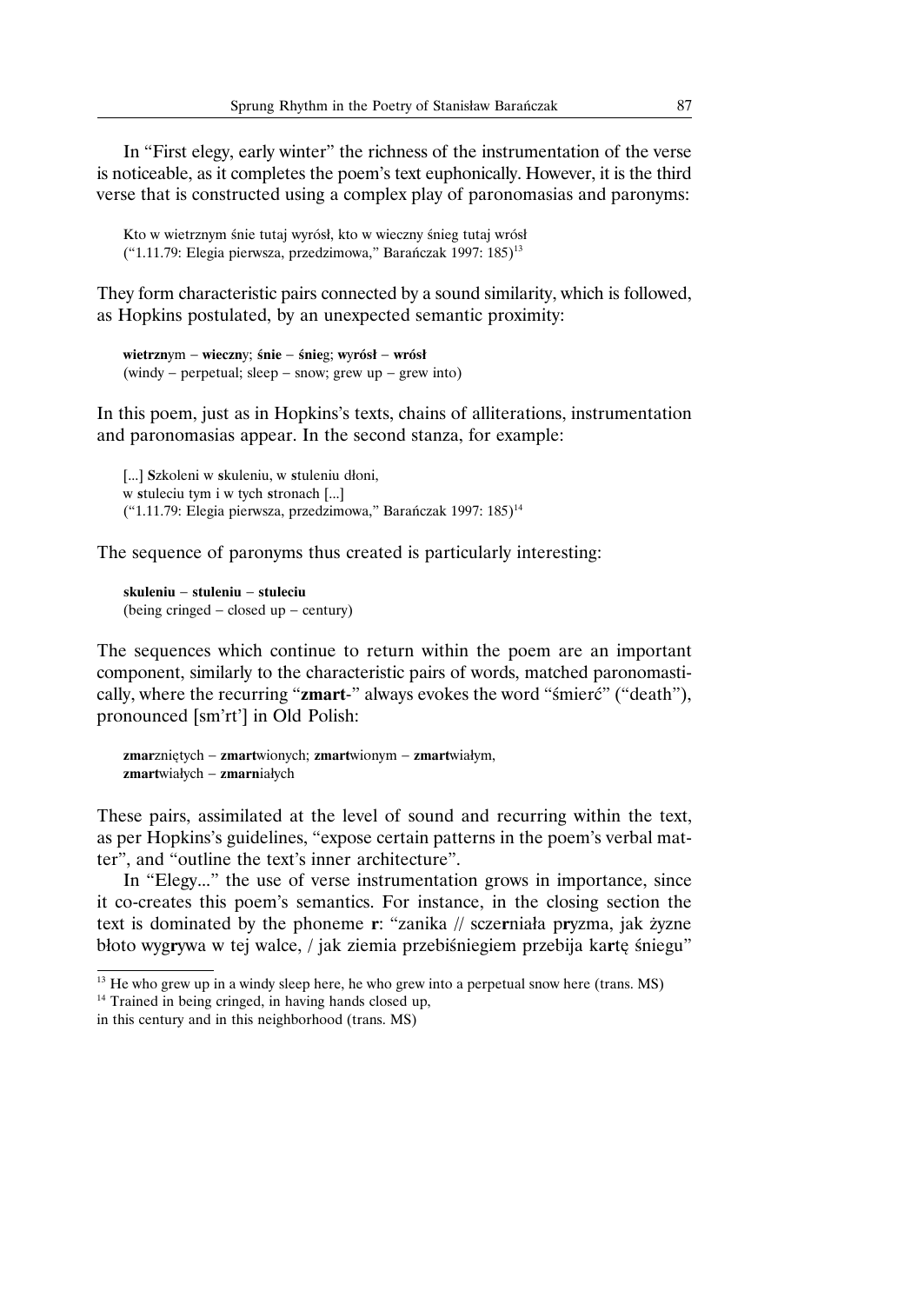In "First elegy, early winter" the richness of the instrumentation of the verse is noticeable, as it completes the poem's text euphonically. However, it is the third verse that is constructed using a complex play of paronomasias and paronyms:

> Kto w wietrznym śnie tutaj wyrósł, kto w wieczny śnieg tutaj wrósł
> ("1.11.79: Elegia pierwsza, przedzimowa," Barańczak 1997: 185)[13]

They form characteristic pairs connected by a sound similarity, which is followed, as Hopkins postulated, by an unexpected semantic proximity:

> **wietrzn**ym – **wieczn**y; **śnie** – **śnie**g; **wyrósł** – **wrósł**
> (windy – perpetual; sleep – snow; grew up – grew into)

In this poem, just as in Hopkins's texts, chains of alliterations, instrumentation and paronomasias appear. In the second stanza, for example:

> [...] **S**zkoleni w **s**kuleniu, w **s**tuleniu dłoni,
> w **s**tuleciu tym i w tych **s**tronach [...]
> ("1.11.79: Elegia pierwsza, przedzimowa," Barańczak 1997: 185)[14]

The sequence of paronyms thus created is particularly interesting:

> **skuleniu** – **stuleniu** – **stuleciu**
> (being cringed – closed up – century)

The sequences which continue to return within the poem are an important component, similarly to the characteristic pairs of words, matched paronomastically, where the recurring "**zmart**-" always evokes the word "śmierć" ("death"), pronounced [sm'rt'] in Old Polish:

> **zmar**zniętych – **zmart**wionych; **zmart**wionym – **zmart**wiałym,
> **zmart**wiałych – **zmarni**ałych

These pairs, assimilated at the level of sound and recurring within the text, as per Hopkins's guidelines, "expose certain patterns in the poem's verbal matter", and "outline the text's inner architecture".

In "Elegy..." the use of verse instrumentation grows in importance, since it co-creates this poem's semantics. For instance, in the closing section the text is dominated by the phoneme **r**: "zanika // szcze**r**niała p**r**yzma, jak żyzne błoto wyg**r**ywa w tej walce, / jak ziemia przebiśniegiem przebija ka**r**tę śniegu"

---

[13] He who grew up in a windy sleep here, he who grew into a perpetual snow here (trans. MS)

[14] Trained in being cringed, in having hands closed up,
in this century and in this neighborhood (trans. MS)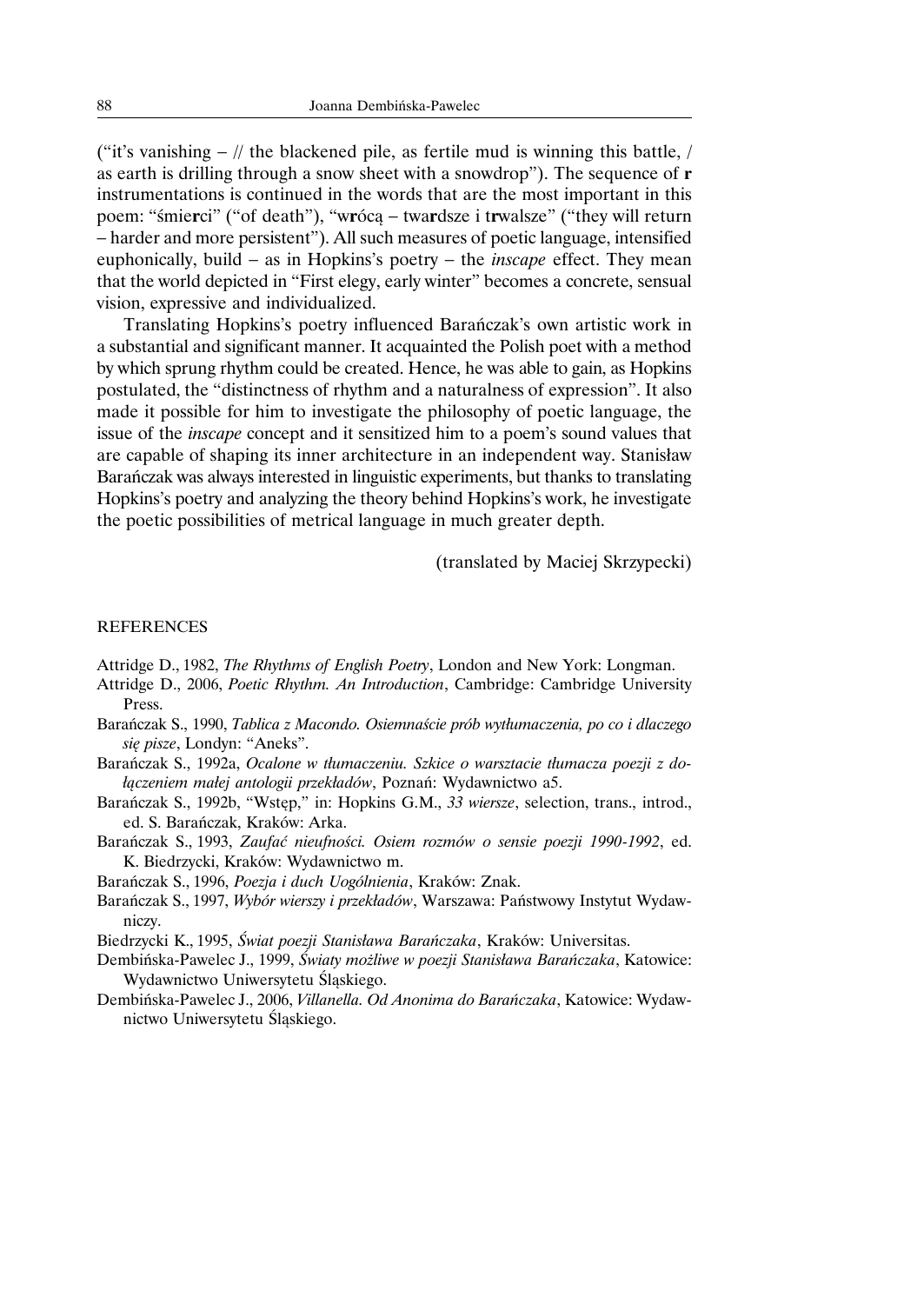("it's vanishing – // the blackened pile, as fertile mud is winning this battle, / as earth is drilling through a snow sheet with a snowdrop"). The sequence of **r** instrumentations is continued in the words that are the most important in this poem: "śmie**r**ci" ("of death"), "w**r**ócą – twa**r**dsze i t**r**walsze" ("they will return – harder and more persistent"). All such measures of poetic language, intensified euphonically, build – as in Hopkins's poetry – the *inscape* effect. They mean that the world depicted in "First elegy, early winter" becomes a concrete, sensual vision, expressive and individualized.

Translating Hopkins's poetry influenced Barańczak's own artistic work in a substantial and significant manner. It acquainted the Polish poet with a method by which sprung rhythm could be created. Hence, he was able to gain, as Hopkins postulated, the "distinctness of rhythm and a naturalness of expression". It also made it possible for him to investigate the philosophy of poetic language, the issue of the *inscape* concept and it sensitized him to a poem's sound values that are capable of shaping its inner architecture in an independent way. Stanisław Barańczak was always interested in linguistic experiments, but thanks to translating Hopkins's poetry and analyzing the theory behind Hopkins's work, he investigate the poetic possibilities of metrical language in much greater depth.

(translated by Maciej Skrzypecki)

## REFERENCES

Attridge D., 1982, *The Rhythms of English Poetry*, London and New York: Longman.

Attridge D., 2006, *Poetic Rhythm. An Introduction*, Cambridge: Cambridge University Press.

Barańczak S., 1990, *Tablica z Macondo. Osiemnaście prób wytłumaczenia, po co i dlaczego się pisze*, Londyn: "Aneks".

Barańczak S., 1992a, *Ocalone w tłumaczeniu. Szkice o warsztacie tłumacza poezji z dołączeniem małej antologii przekładów*, Poznań: Wydawnictwo a5.

Barańczak S., 1992b, "Wstęp," in: Hopkins G.M., *33 wiersze*, selection, trans., introd., ed. S. Barańczak, Kraków: Arka.

Barańczak S., 1993, *Zaufać nieufności. Osiem rozmów o sensie poezji 1990-1992*, ed. K. Biedrzycki, Kraków: Wydawnictwo m.

Barańczak S., 1996, *Poezja i duch Uogólnienia*, Kraków: Znak.

Barańczak S., 1997, *Wybór wierszy i przekładów*, Warszawa: Państwowy Instytut Wydawniczy.

Biedrzycki K., 1995, *Świat poezji Stanisława Barańczaka*, Kraków: Universitas.

Dembińska-Pawelec J., 1999, *Światy możliwe w poezji Stanisława Barańczaka*, Katowice: Wydawnictwo Uniwersytetu Śląskiego.

Dembińska-Pawelec J., 2006, *Villanella. Od Anonima do Barańczaka*, Katowice: Wydawnictwo Uniwersytetu Śląskiego.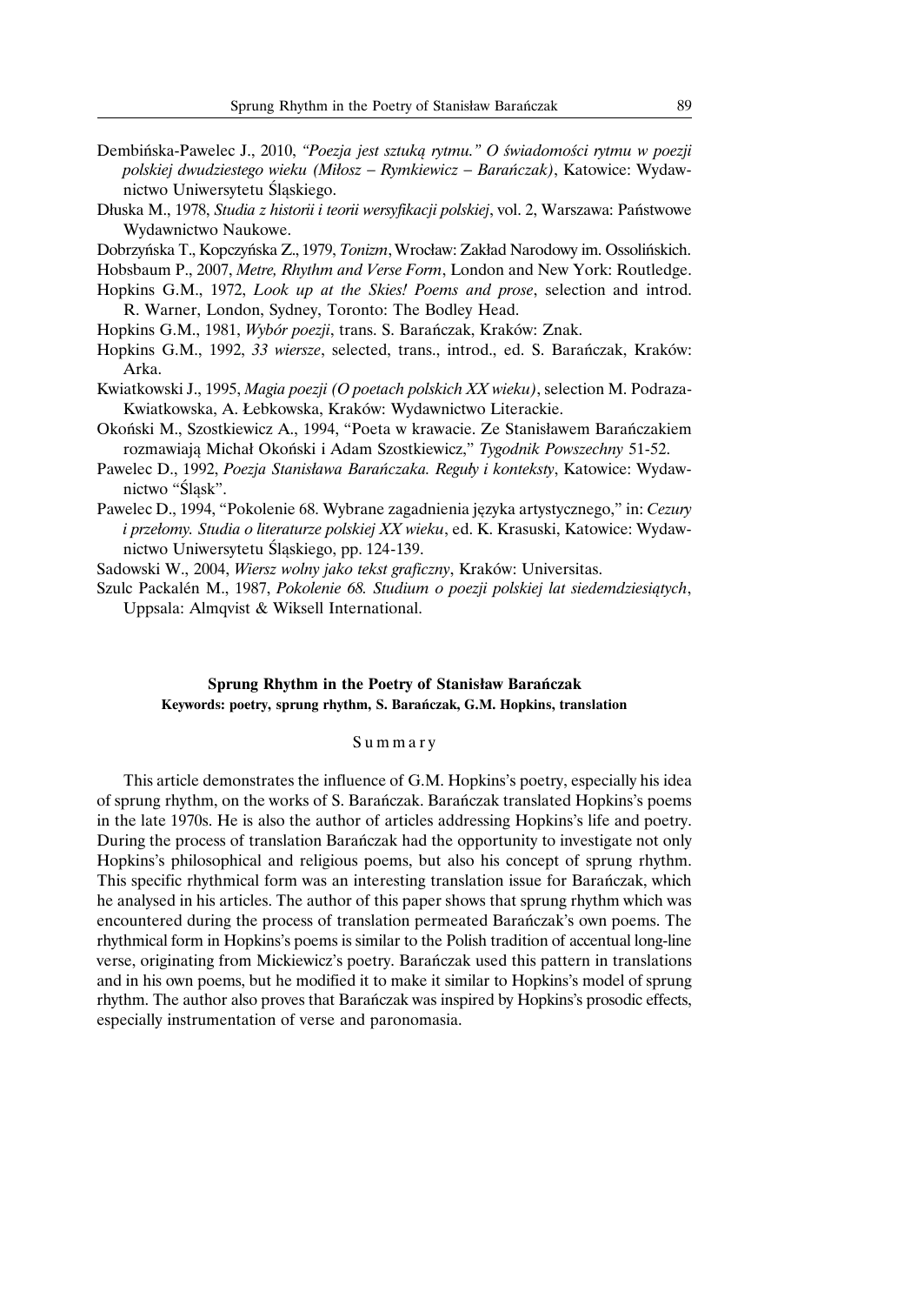Dembińska-Pawelec J., 2010, *"Poezja jest sztuką rytmu." O świadomości rytmu w poezji polskiej dwudziestego wieku (Miłosz – Rymkiewicz – Barańczak)*, Katowice: Wydawnictwo Uniwersytetu Śląskiego.

Dłuska M., 1978, *Studia z historii i teorii wersyfikacji polskiej*, vol. 2, Warszawa: Państwowe Wydawnictwo Naukowe.

Dobrzyńska T., Kopczyńska Z., 1979, *Tonizm*, Wrocław: Zakład Narodowy im. Ossolińskich.

Hobsbaum P., 2007, *Metre, Rhythm and Verse Form*, London and New York: Routledge.

Hopkins G.M., 1972, *Look up at the Skies! Poems and prose*, selection and introd. R. Warner, London, Sydney, Toronto: The Bodley Head.

Hopkins G.M., 1981, *Wybór poezji*, trans. S. Barańczak, Kraków: Znak.

Hopkins G.M., 1992, *33 wiersze*, selected, trans., introd., ed. S. Barańczak, Kraków: Arka.

Kwiatkowski J., 1995, *Magia poezji (O poetach polskich XX wieku)*, selection M. Podraza-Kwiatkowska, A. Łebkowska, Kraków: Wydawnictwo Literackie.

Okoński M., Szostkiewicz A., 1994, "Poeta w krawacie. Ze Stanisławem Barańczakiem rozmawiają Michał Okoński i Adam Szostkiewicz," *Tygodnik Powszechny* 51-52.

Pawelec D., 1992, *Poezja Stanisława Barańczaka. Reguły i konteksty*, Katowice: Wydawnictwo "Śląsk".

Pawelec D., 1994, "Pokolenie 68. Wybrane zagadnienia języka artystycznego," in: *Cezury i przełomy. Studia o literaturze polskiej XX wieku*, ed. K. Krasuski, Katowice: Wydawnictwo Uniwersytetu Śląskiego, pp. 124-139.

Sadowski W., 2004, *Wiersz wolny jako tekst graficzny*, Kraków: Universitas.

Szulc Packalén M., 1987, *Pokolenie 68. Studium o poezji polskiej lat siedemdziesiątych*, Uppsala: Almqvist & Wiksell International.

**Sprung Rhythm in the Poetry of Stanisław Barańczak**

**Keywords: poetry, sprung rhythm, S. Barańczak, G.M. Hopkins, translation**

Summary

This article demonstrates the influence of G.M. Hopkins's poetry, especially his idea of sprung rhythm, on the works of S. Barańczak. Barańczak translated Hopkins's poems in the late 1970s. He is also the author of articles addressing Hopkins's life and poetry. During the process of translation Barańczak had the opportunity to investigate not only Hopkins's philosophical and religious poems, but also his concept of sprung rhythm. This specific rhythmical form was an interesting translation issue for Barańczak, which he analysed in his articles. The author of this paper shows that sprung rhythm which was encountered during the process of translation permeated Barańczak's own poems. The rhythmical form in Hopkins's poems is similar to the Polish tradition of accentual long-line verse, originating from Mickiewicz's poetry. Barańczak used this pattern in translations and in his own poems, but he modified it to make it similar to Hopkins's model of sprung rhythm. The author also proves that Barańczak was inspired by Hopkins's prosodic effects, especially instrumentation of verse and paronomasia.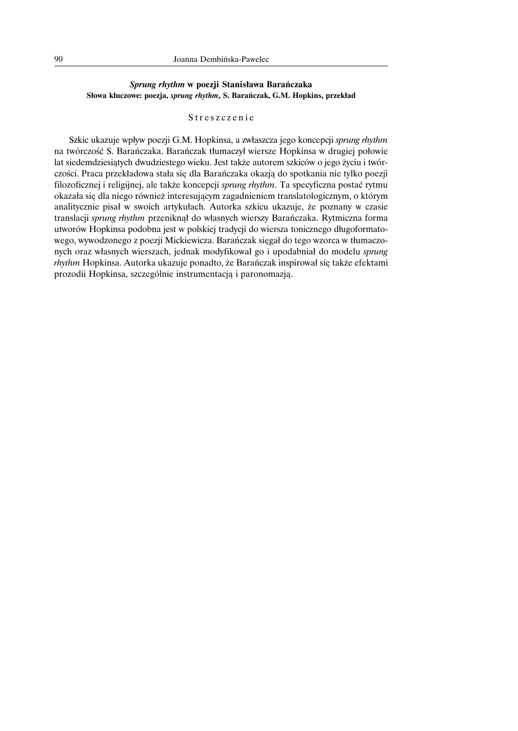***Sprung rhythm* w poezji Stanisława Barańczaka**

**Słowa kluczowe: poezja, *sprung rhythm*, S. Barańczak, G.M. Hopkins, przekład**

Streszczenie

Szkic ukazuje wpływ poezji G.M. Hopkinsa, a zwłaszcza jego koncepcji *sprung rhythm* na twórczość S. Barańczaka. Barańczak tłumaczył wiersze Hopkinsa w drugiej połowie lat siedemdziesiątych dwudziestego wieku. Jest także autorem szkiców o jego życiu i twórczości. Praca przekładowa stała się dla Barańczaka okazją do spotkania nie tylko poezji filozoficznej i religijnej, ale także koncepcji *sprung rhythm*. Ta specyficzna postać rytmu okazała się dla niego również interesującym zagadnieniem translatologicznym, o którym analitycznie pisał w swoich artykułach. Autorka szkicu ukazuje, że poznany w czasie translacji *sprung rhythm* przeniknął do własnych wierszy Barańczaka. Rytmiczna forma utworów Hopkinsa podobna jest w polskiej tradycji do wiersza tonicznego długoformatowego, wywodzonego z poezji Mickiewicza. Barańczak sięgał do tego wzorca w tłumaczonych oraz własnych wierszach, jednak modyfikował go i upodabniał do modelu *sprung rhythm* Hopkinsa. Autorka ukazuje ponadto, że Barańczak inspirował się także efektami prozodii Hopkinsa, szczególnie instrumentacją i paronomazją.